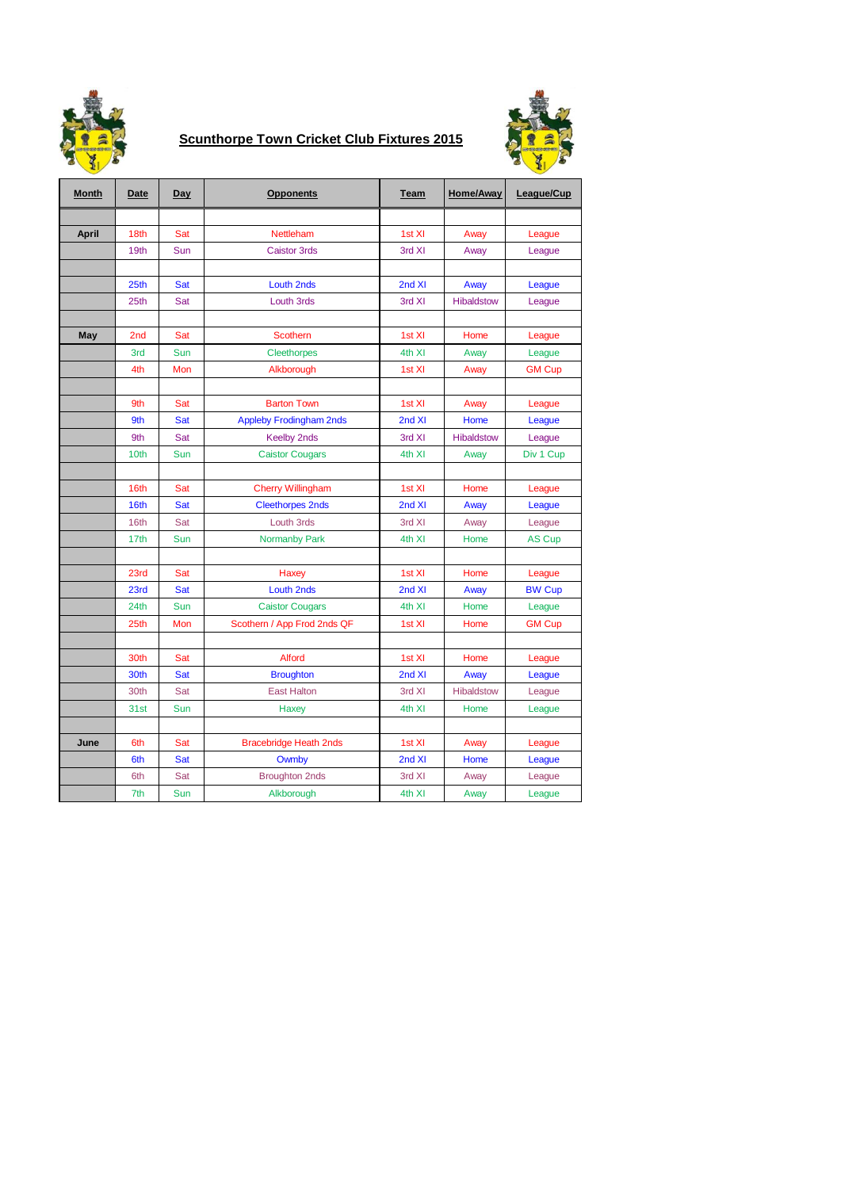# Scunthorpe Town Cricket Club Fixtures 2015

| Month | Date | Day | Opponents | Team | Home/Away | League/Cup |
|---|---|---|---|---|---|---|
| | | | | | | |
| April | 18th | Sat | Nettleham | 1st XI | Away | League |
| | 19th | Sun | Caistor 3rds | 3rd XI | Away | League |
| | | | | | | |
| | 25th | Sat | Louth 2nds | 2nd XI | Away | League |
| | 25th | Sat | Louth 3rds | 3rd XI | Hibaldstow | League |
| | | | | | | |
| May | 2nd | Sat | Scothern | 1st XI | Home | League |
| | 3rd | Sun | Cleethorpes | 4th XI | Away | League |
| | 4th | Mon | Alkborough | 1st XI | Away | GM Cup |
| | | | | | | |
| | 9th | Sat | Barton Town | 1st XI | Away | League |
| | 9th | Sat | Appleby Frodingham 2nds | 2nd XI | Home | League |
| | 9th | Sat | Keelby 2nds | 3rd XI | Hibaldstow | League |
| | 10th | Sun | Caistor Cougars | 4th XI | Away | Div 1 Cup |
| | | | | | | |
| | 16th | Sat | Cherry Willingham | 1st XI | Home | League |
| | 16th | Sat | Cleethorpes 2nds | 2nd XI | Away | League |
| | 16th | Sat | Louth 3rds | 3rd XI | Away | League |
| | 17th | Sun | Normanby Park | 4th XI | Home | AS Cup |
| | | | | | | |
| | 23rd | Sat | Haxey | 1st XI | Home | League |
| | 23rd | Sat | Louth 2nds | 2nd XI | Away | BW Cup |
| | 24th | Sun | Caistor Cougars | 4th XI | Home | League |
| | 25th | Mon | Scothern / App Frod 2nds QF | 1st XI | Home | GM Cup |
| | | | | | | |
| | 30th | Sat | Alford | 1st XI | Home | League |
| | 30th | Sat | Broughton | 2nd XI | Away | League |
| | 30th | Sat | East Halton | 3rd XI | Hibaldstow | League |
| | 31st | Sun | Haxey | 4th XI | Home | League |
| | | | | | | |
| June | 6th | Sat | Bracebridge Heath 2nds | 1st XI | Away | League |
| | 6th | Sat | Ownby | 2nd XI | Home | League |
| | 6th | Sat | Broughton 2nds | 3rd XI | Away | League |
| | 7th | Sun | Alkborough | 4th XI | Away | League |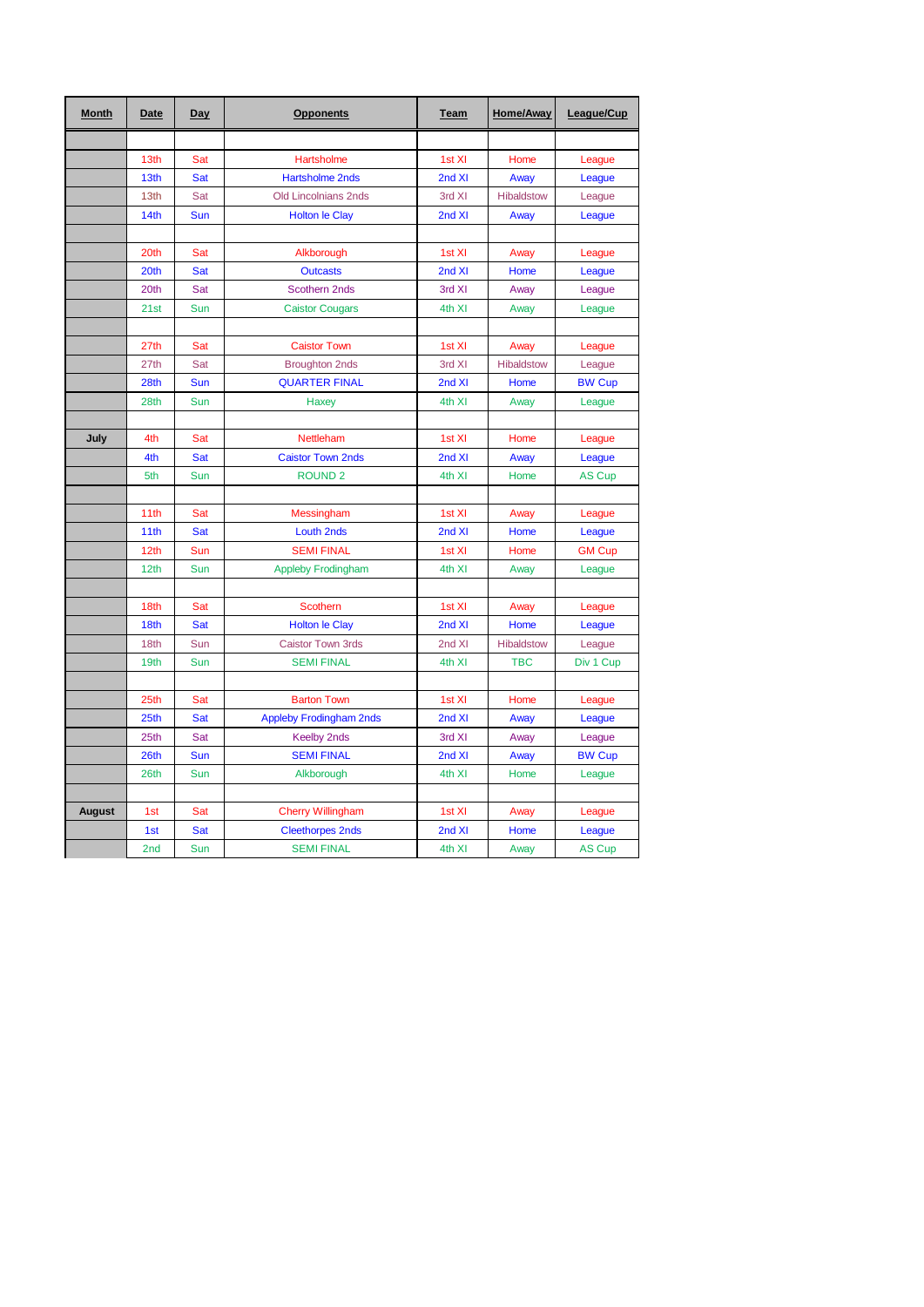| Month | Date | Day | Opponents | Team | Home/Away | League/Cup |
|---|---|---|---|---|---|---|
| | | | | | | |
| | 13th | Sat | Hartsholme | 1st XI | Home | League |
| | 13th | Sat | Hartsholme 2nds | 2nd XI | Away | League |
| | 13th | Sat | Old Lincolnians 2nds | 3rd XI | Hibaldstow | League |
| | 14th | Sun | Holton le Clay | 2nd XI | Away | League |
| | | | | | | |
| | 20th | Sat | Alkborough | 1st XI | Away | League |
| | 20th | Sat | Outcasts | 2nd XI | Home | League |
| | 20th | Sat | Scothern 2nds | 3rd XI | Away | League |
| | 21st | Sun | Caistor Cougars | 4th XI | Away | League |
| | | | | | | |
| | 27th | Sat | Caistor Town | 1st XI | Away | League |
| | 27th | Sat | Broughton 2nds | 3rd XI | Hibaldstow | League |
| | 28th | Sun | QUARTER FINAL | 2nd XI | Home | BW Cup |
| | 28th | Sun | Haxey | 4th XI | Away | League |
| | | | | | | |
| July | 4th | Sat | Nettleham | 1st XI | Home | League |
| | 4th | Sat | Caistor Town 2nds | 2nd XI | Away | League |
| | 5th | Sun | ROUND 2 | 4th XI | Home | AS Cup |
| | | | | | | |
| | 11th | Sat | Messingham | 1st XI | Away | League |
| | 11th | Sat | Louth 2nds | 2nd XI | Home | League |
| | 12th | Sun | SEMI FINAL | 1st XI | Home | GM Cup |
| | 12th | Sun | Appleby Frodingham | 4th XI | Away | League |
| | | | | | | |
| | 18th | Sat | Scothern | 1st XI | Away | League |
| | 18th | Sat | Holton le Clay | 2nd XI | Home | League |
| | 18th | Sun | Caistor Town 3rds | 2nd XI | Hibaldstow | League |
| | 19th | Sun | SEMI FINAL | 4th XI | TBC | Div 1 Cup |
| | | | | | | |
| | 25th | Sat | Barton Town | 1st XI | Home | League |
| | 25th | Sat | Appleby Frodingham 2nds | 2nd XI | Away | League |
| | 25th | Sat | Keelby 2nds | 3rd XI | Away | League |
| | 26th | Sun | SEMI FINAL | 2nd XI | Away | BW Cup |
| | 26th | Sun | Alkborough | 4th XI | Home | League |
| | | | | | | |
| August | 1st | Sat | Cherry Willingham | 1st XI | Away | League |
| | 1st | Sat | Cleethorpes 2nds | 2nd XI | Home | League |
| | 2nd | Sun | SEMI FINAL | 4th XI | Away | AS Cup |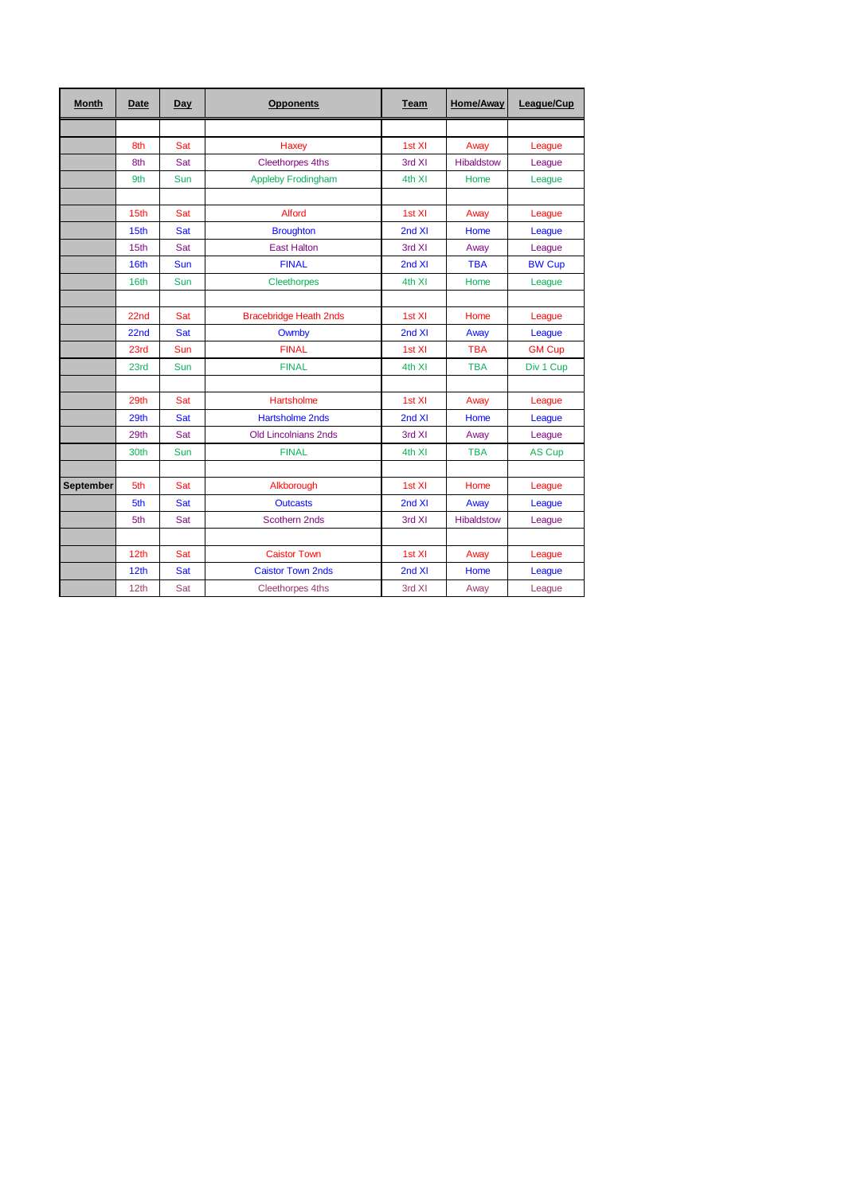| Month | Date | Day | Opponents | Team | Home/Away | League/Cup |
|---|---|---|---|---|---|---|
| | | | | | | |
| | 8th | Sat | Haxey | 1st XI | Away | League |
| | 8th | Sat | Cleethorpes 4ths | 3rd XI | Hibaldstow | League |
| | 9th | Sun | Appleby Frodingham | 4th XI | Home | League |
| | | | | | | |
| | 15th | Sat | Alford | 1st XI | Away | League |
| | 15th | Sat | Broughton | 2nd XI | Home | League |
| | 15th | Sat | East Halton | 3rd XI | Away | League |
| | 16th | Sun | FINAL | 2nd XI | TBA | BW Cup |
| | 16th | Sun | Cleethorpes | 4th XI | Home | League |
| | | | | | | |
| | 22nd | Sat | Bracebridge Heath 2nds | 1st XI | Home | League |
| | 22nd | Sat | Owmby | 2nd XI | Away | League |
| | 23rd | Sun | FINAL | 1st XI | TBA | GM Cup |
| | 23rd | Sun | FINAL | 4th XI | TBA | Div 1 Cup |
| | | | | | | |
| | 29th | Sat | Hartsholme | 1st XI | Away | League |
| | 29th | Sat | Hartsholme 2nds | 2nd XI | Home | League |
| | 29th | Sat | Old Lincolnians 2nds | 3rd XI | Away | League |
| | 30th | Sun | FINAL | 4th XI | TBA | AS Cup |
| | | | | | | |
| September | 5th | Sat | Alkborough | 1st XI | Home | League |
| | 5th | Sat | Outcasts | 2nd XI | Away | League |
| | 5th | Sat | Scothern 2nds | 3rd XI | Hibaldstow | League |
| | | | | | | |
| | 12th | Sat | Caistor Town | 1st XI | Away | League |
| | 12th | Sat | Caistor Town 2nds | 2nd XI | Home | League |
| | 12th | Sat | Cleethorpes 4ths | 3rd XI | Away | League |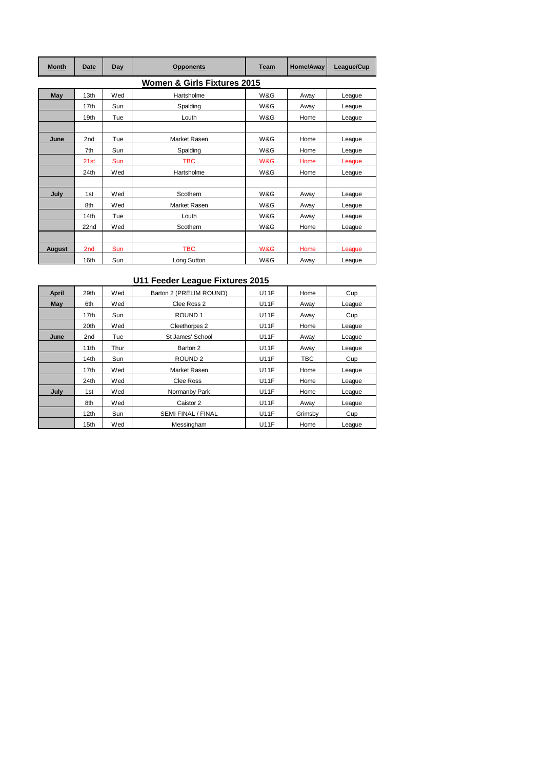| Month | Date | Day | Opponents | Team | Home/Away | League/Cup |
|---|---|---|---|---|---|---|

## Women & Girls Fixtures 2015

| Month | Date | Day | Opponents | Team | Home/Away | League/Cup |
|---|---|---|---|---|---|---|
| May | 13th | Wed | Hartsholme | W&G | Away | League |
| | 17th | Sun | Spalding | W&G | Away | League |
| | 19th | Tue | Louth | W&G | Home | League |
| | | | | | | |
| June | 2nd | Tue | Market Rasen | W&G | Home | League |
| | 7th | Sun | Spalding | W&G | Home | League |
| | 21st | Sun | TBC | W&G | Home | League |
| | 24th | Wed | Hartsholme | W&G | Home | League |
| | | | | | | |
| July | 1st | Wed | Scothern | W&G | Away | League |
| | 8th | Wed | Market Rasen | W&G | Away | League |
| | 14th | Tue | Louth | W&G | Away | League |
| | 22nd | Wed | Scothern | W&G | Home | League |
| | | | | | | |
| August | 2nd | Sun | TBC | W&G | Home | League |
| | 16th | Sun | Long Sutton | W&G | Away | League |

## U11 Feeder League Fixtures 2015

| Month | Date | Day | Opponents | Team | Home/Away | League/Cup |
|---|---|---|---|---|---|---|
| April | 29th | Wed | Barton 2 (PRELIM ROUND) | U11F | Home | Cup |
| May | 6th | Wed | Clee Ross 2 | U11F | Away | League |
| | 17th | Sun | ROUND 1 | U11F | Away | Cup |
| | 20th | Wed | Cleethorpes 2 | U11F | Home | League |
| June | 2nd | Tue | St James' School | U11F | Away | League |
| | 11th | Thur | Barton 2 | U11F | Away | League |
| | 14th | Sun | ROUND 2 | U11F | TBC | Cup |
| | 17th | Wed | Market Rasen | U11F | Home | League |
| | 24th | Wed | Clee Ross | U11F | Home | League |
| July | 1st | Wed | Normanby Park | U11F | Home | League |
| | 8th | Wed | Caistor 2 | U11F | Away | League |
| | 12th | Sun | SEMI FINAL / FINAL | U11F | Grimsby | Cup |
| | 15th | Wed | Messingham | U11F | Home | League |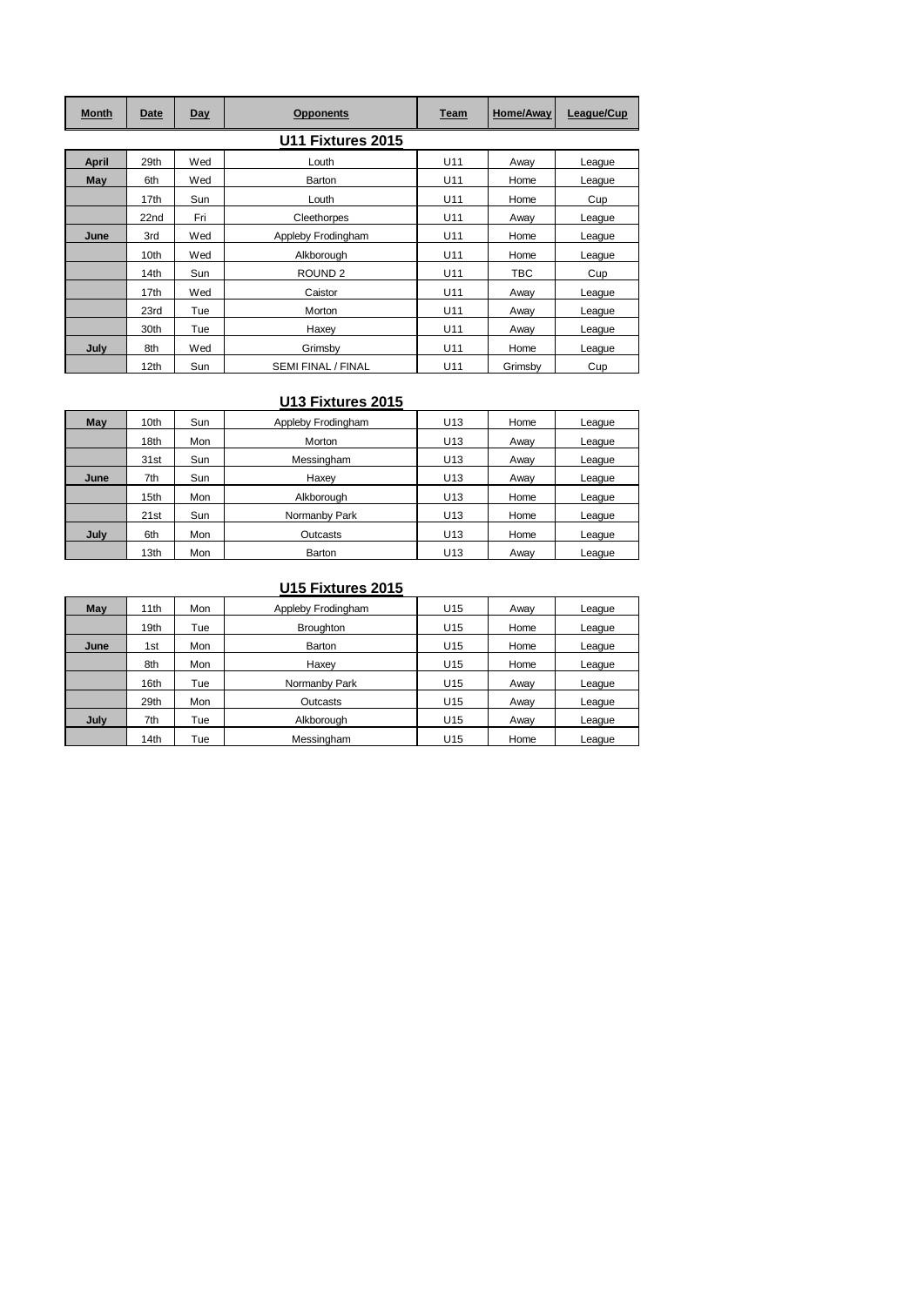| Month | Date | Day | Opponents | Team | Home/Away | League/Cup |
|---|---|---|---|---|---|---|

### U11 Fixtures 2015

| Month | Date | Day | Opponents | Team | Home/Away | League/Cup |
|---|---|---|---|---|---|---|
| **April** | 29th | Wed | Louth | U11 | Away | League |
| **May** | 6th | Wed | Barton | U11 | Home | League |
| | 17th | Sun | Louth | U11 | Home | Cup |
| | 22nd | Fri | Cleethorpes | U11 | Away | League |
| **June** | 3rd | Wed | Appleby Frodingham | U11 | Home | League |
| | 10th | Wed | Alkborough | U11 | Home | League |
| | 14th | Sun | ROUND 2 | U11 | TBC | Cup |
| | 17th | Wed | Caistor | U11 | Away | League |
| | 23rd | Tue | Morton | U11 | Away | League |
| | 30th | Tue | Haxey | U11 | Away | League |
| **July** | 8th | Wed | Grimsby | U11 | Home | League |
| | 12th | Sun | SEMI FINAL / FINAL | U11 | Grimsby | Cup |

### U13 Fixtures 2015

| Month | Date | Day | Opponents | Team | Home/Away | League/Cup |
|---|---|---|---|---|---|---|
| **May** | 10th | Sun | Appleby Frodingham | U13 | Home | League |
| | 18th | Mon | Morton | U13 | Away | League |
| | 31st | Sun | Messingham | U13 | Away | League |
| **June** | 7th | Sun | Haxey | U13 | Away | League |
| | 15th | Mon | Alkborough | U13 | Home | League |
| | 21st | Sun | Normanby Park | U13 | Home | League |
| **July** | 6th | Mon | Outcasts | U13 | Home | League |
| | 13th | Mon | Barton | U13 | Away | League |

### U15 Fixtures 2015

| Month | Date | Day | Opponents | Team | Home/Away | League/Cup |
|---|---|---|---|---|---|---|
| **May** | 11th | Mon | Appleby Frodingham | U15 | Away | League |
| | 19th | Tue | Broughton | U15 | Home | League |
| **June** | 1st | Mon | Barton | U15 | Home | League |
| | 8th | Mon | Haxey | U15 | Home | League |
| | 16th | Tue | Normanby Park | U15 | Away | League |
| | 29th | Mon | Outcasts | U15 | Away | League |
| **July** | 7th | Tue | Alkborough | U15 | Away | League |
| | 14th | Tue | Messingham | U15 | Home | League |